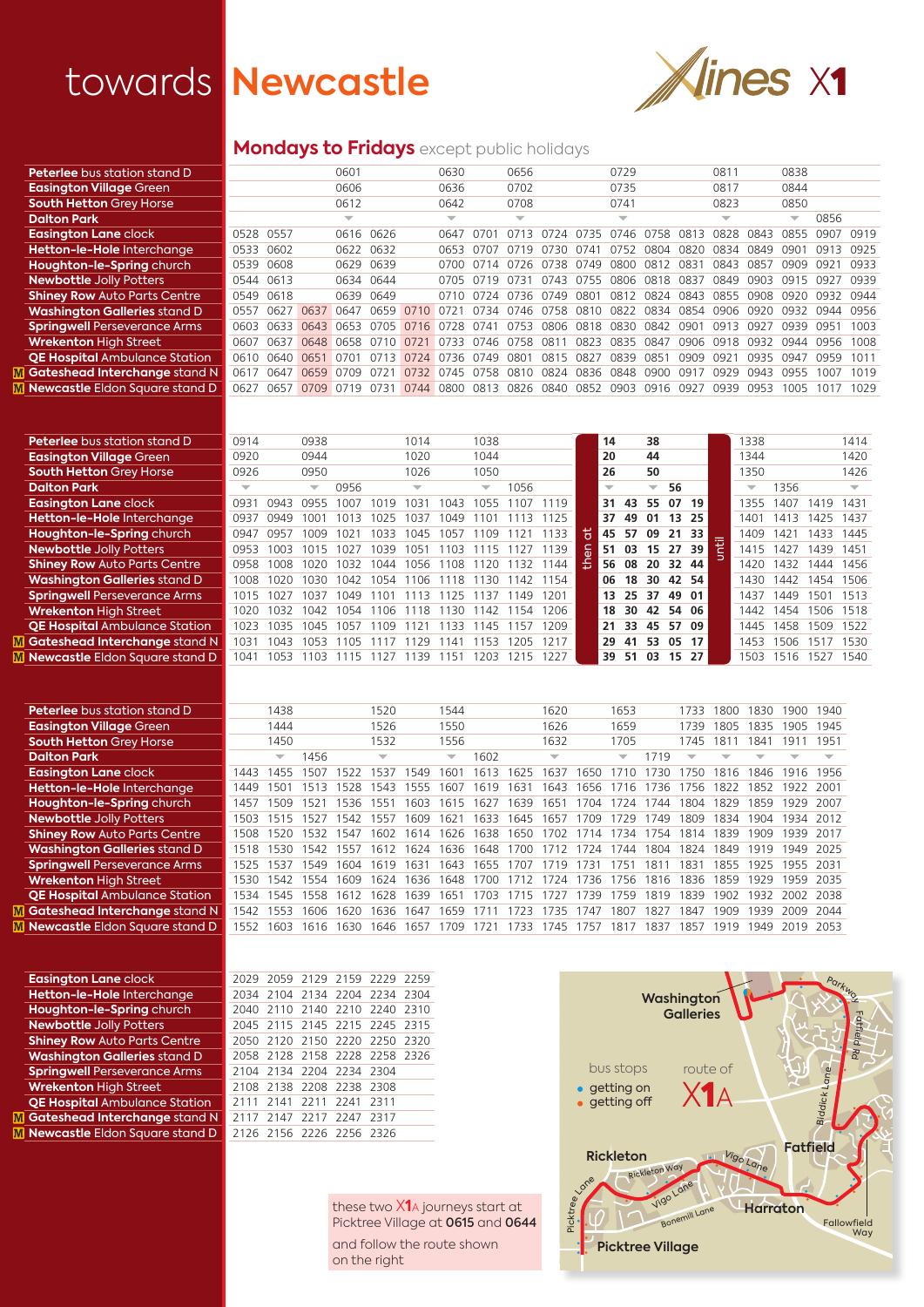# towards Newcastle

**Xlines X1**

## Mondays to Fridays except public holidays

| Stop | | | | | | | | | | | | | | | | | | | |
|---|---|---|---|---|---|---|---|---|---|---|---|---|---|---|---|---|---|---|---|
| Peterlee bus station stand D | | | | 0601 | | | 0630 | | 0656 | | | 0729 | | | 0811 | | 0838 | | |
| Easington Village Green | | | | 0606 | | | 0636 | | 0702 | | | 0735 | | | 0817 | | 0844 | | |
| South Hetton Grey Horse | | | | 0612 | | | 0642 | | 0708 | | | 0741 | | | 0823 | | 0850 | | |
| Dalton Park | | | | ▼ | | | ▼ | | ▼ | | | ▼ | | | ▼ | | ▼ | 0856 | |
| Easington Lane clock | 0528 | 0557 | | 0616 | 0626 | | 0647 | 0701 | 0713 | 0724 | 0735 | 0746 | 0758 | 0813 | 0828 | 0843 | 0855 | 0907 | 0919 |
| Hetton-le-Hole Interchange | 0533 | 0602 | | 0622 | 0632 | | 0653 | 0707 | 0719 | 0730 | 0741 | 0752 | 0804 | 0820 | 0834 | 0849 | 0901 | 0913 | 0925 |
| Houghton-le-Spring church | 0539 | 0608 | | 0629 | 0639 | | 0700 | 0714 | 0726 | 0738 | 0749 | 0800 | 0812 | 0831 | 0843 | 0857 | 0909 | 0921 | 0933 |
| Newbottle Jolly Potters | 0544 | 0613 | | 0634 | 0644 | | 0705 | 0719 | 0731 | 0743 | 0755 | 0806 | 0818 | 0837 | 0849 | 0903 | 0915 | 0927 | 0939 |
| Shiney Row Auto Parts Centre | 0549 | 0618 | | 0639 | 0649 | | 0710 | 0724 | 0736 | 0749 | 0801 | 0812 | 0824 | 0843 | 0855 | 0908 | 0920 | 0932 | 0944 |
| Washington Galleries stand D | 0557 | 0627 | 0637 | 0647 | 0659 | 0710 | 0721 | 0734 | 0746 | 0758 | 0810 | 0822 | 0834 | 0854 | 0906 | 0920 | 0932 | 0944 | 0956 |
| Springwell Perseverance Arms | 0603 | 0633 | 0643 | 0653 | 0705 | 0716 | 0728 | 0741 | 0753 | 0806 | 0818 | 0830 | 0842 | 0901 | 0913 | 0927 | 0939 | 0951 | 1003 |
| Wrekenton High Street | 0607 | 0637 | 0648 | 0658 | 0710 | 0721 | 0733 | 0746 | 0758 | 0811 | 0823 | 0835 | 0847 | 0906 | 0918 | 0932 | 0944 | 0956 | 1008 |
| QE Hospital Ambulance Station | 0610 | 0640 | 0651 | 0701 | 0713 | 0724 | 0736 | 0749 | 0801 | 0815 | 0827 | 0839 | 0851 | 0909 | 0921 | 0935 | 0947 | 0959 | 1011 |
| M Gateshead Interchange stand N | 0617 | 0647 | 0659 | 0709 | 0721 | 0732 | 0745 | 0758 | 0810 | 0824 | 0836 | 0848 | 0900 | 0917 | 0929 | 0943 | 0955 | 1007 | 1019 |
| M Newcastle Eldon Square stand D | 0627 | 0657 | 0709 | 0719 | 0731 | 0744 | 0800 | 0813 | 0826 | 0840 | 0852 | 0903 | 0916 | 0927 | 0939 | 0953 | 1005 | 1017 | 1029 |

| Stop | | | | | | | | | | | then at | | | | | | until | | | | |
|---|---|---|---|---|---|---|---|---|---|---|---|---|---|---|---|---|---|---|---|---|---|
| Peterlee bus station stand D | 0914 | | 0938 | | | 1014 | | 1038 | | | | 14 | | 38 | | | | 1338 | | | 1414 |
| Easington Village Green | 0920 | | 0944 | | | 1020 | | 1044 | | | | 20 | | 44 | | | | 1344 | | | 1420 |
| South Hetton Grey Horse | 0926 | | 0950 | | | 1026 | | 1050 | | | | 26 | | 50 | | | | 1350 | | | 1426 |
| Dalton Park | ▼ | | ▼ | 0956 | | ▼ | | ▼ | 1056 | | | ▼ | | ▼ | 56 | | | ▼ | 1356 | | ▼ |
| Easington Lane clock | 0931 | 0943 | 0955 | 1007 | 1019 | 1031 | 1043 | 1055 | 1107 | 1119 | | 31 | 43 | 55 | 07 | 19 | | 1355 | 1407 | 1419 | 1431 |
| Hetton-le-Hole Interchange | 0937 | 0949 | 1001 | 1013 | 1025 | 1037 | 1049 | 1101 | 1113 | 1125 | | 37 | 49 | 01 | 13 | 25 | | 1401 | 1413 | 1425 | 1437 |
| Houghton-le-Spring church | 0947 | 0957 | 1009 | 1021 | 1033 | 1045 | 1057 | 1109 | 1121 | 1133 | | 45 | 57 | 09 | 21 | 33 | | 1409 | 1421 | 1433 | 1445 |
| Newbottle Jolly Potters | 0953 | 1003 | 1015 | 1027 | 1039 | 1051 | 1103 | 1115 | 1127 | 1139 | | 51 | 03 | 15 | 27 | 39 | | 1415 | 1427 | 1439 | 1451 |
| Shiney Row Auto Parts Centre | 0958 | 1008 | 1020 | 1032 | 1044 | 1056 | 1108 | 1120 | 1132 | 1144 | | 56 | 08 | 20 | 32 | 44 | | 1420 | 1432 | 1444 | 1456 |
| Washington Galleries stand D | 1008 | 1020 | 1030 | 1042 | 1054 | 1106 | 1118 | 1130 | 1142 | 1154 | | 06 | 18 | 30 | 42 | 54 | | 1430 | 1442 | 1454 | 1506 |
| Springwell Perseverance Arms | 1015 | 1027 | 1037 | 1049 | 1101 | 1113 | 1125 | 1137 | 1149 | 1201 | | 13 | 25 | 37 | 49 | 01 | | 1437 | 1449 | 1501 | 1513 |
| Wrekenton High Street | 1020 | 1032 | 1042 | 1054 | 1106 | 1118 | 1130 | 1142 | 1154 | 1206 | | 18 | 30 | 42 | 54 | 06 | | 1442 | 1454 | 1506 | 1518 |
| QE Hospital Ambulance Station | 1023 | 1035 | 1045 | 1057 | 1109 | 1121 | 1133 | 1145 | 1157 | 1209 | | 21 | 33 | 45 | 57 | 09 | | 1445 | 1458 | 1509 | 1522 |
| M Gateshead Interchange stand N | 1031 | 1043 | 1053 | 1105 | 1117 | 1129 | 1141 | 1153 | 1205 | 1217 | | 29 | 41 | 53 | 05 | 17 | | 1453 | 1506 | 1517 | 1530 |
| M Newcastle Eldon Square stand D | 1041 | 1053 | 1103 | 1115 | 1127 | 1139 | 1151 | 1203 | 1215 | 1227 | | 39 | 51 | 03 | 15 | 27 | | 1503 | 1516 | 1527 | 1540 |

| Stop | | | | | | | | | | | | | | | | | | |
|---|---|---|---|---|---|---|---|---|---|---|---|---|---|---|---|---|---|---|
| Peterlee bus station stand D | | 1438 | | | 1520 | | 1544 | | | 1620 | | 1653 | | 1733 | 1800 | 1830 | 1900 | 1940 |
| Easington Village Green | | 1444 | | | 1526 | | 1550 | | | 1626 | | 1659 | | 1739 | 1805 | 1835 | 1905 | 1945 |
| South Hetton Grey Horse | | 1450 | | | 1532 | | 1556 | | | 1632 | | 1705 | | 1745 | 1811 | 1841 | 1911 | 1951 |
| Dalton Park | | ▼ | 1456 | | ▼ | | ▼ | 1602 | | ▼ | | ▼ | 1719 | ▼ | ▼ | ▼ | ▼ | ▼ |
| Easington Lane clock | 1443 | 1455 | 1507 | 1522 | 1537 | 1549 | 1601 | 1613 | 1625 | 1637 | 1650 | 1710 | 1730 | 1750 | 1816 | 1846 | 1916 | 1956 |
| Hetton-le-Hole Interchange | 1449 | 1501 | 1513 | 1528 | 1543 | 1555 | 1607 | 1619 | 1631 | 1643 | 1656 | 1716 | 1736 | 1756 | 1822 | 1852 | 1922 | 2001 |
| Houghton-le-Spring church | 1457 | 1509 | 1521 | 1536 | 1551 | 1603 | 1615 | 1627 | 1639 | 1651 | 1704 | 1724 | 1744 | 1804 | 1829 | 1859 | 1929 | 2007 |
| Newbottle Jolly Potters | 1503 | 1515 | 1527 | 1542 | 1557 | 1609 | 1621 | 1633 | 1645 | 1657 | 1709 | 1729 | 1749 | 1809 | 1834 | 1904 | 1934 | 2012 |
| Shiney Row Auto Parts Centre | 1508 | 1520 | 1532 | 1547 | 1602 | 1614 | 1626 | 1638 | 1650 | 1702 | 1714 | 1734 | 1754 | 1814 | 1839 | 1909 | 1939 | 2017 |
| Washington Galleries stand D | 1518 | 1530 | 1542 | 1557 | 1612 | 1624 | 1636 | 1648 | 1700 | 1712 | 1724 | 1744 | 1804 | 1824 | 1849 | 1919 | 1949 | 2025 |
| Springwell Perseverance Arms | 1525 | 1537 | 1549 | 1604 | 1619 | 1631 | 1643 | 1655 | 1707 | 1719 | 1731 | 1751 | 1811 | 1831 | 1855 | 1925 | 1955 | 2031 |
| Wrekenton High Street | 1530 | 1542 | 1554 | 1609 | 1624 | 1636 | 1648 | 1700 | 1712 | 1724 | 1736 | 1756 | 1816 | 1836 | 1859 | 1929 | 1959 | 2035 |
| QE Hospital Ambulance Station | 1534 | 1545 | 1558 | 1612 | 1628 | 1639 | 1651 | 1703 | 1715 | 1727 | 1739 | 1759 | 1819 | 1839 | 1902 | 1932 | 2002 | 2038 |
| M Gateshead Interchange stand N | 1542 | 1553 | 1606 | 1620 | 1636 | 1647 | 1659 | 1711 | 1723 | 1735 | 1747 | 1807 | 1827 | 1847 | 1909 | 1939 | 2009 | 2044 |
| M Newcastle Eldon Square stand D | 1552 | 1603 | 1616 | 1630 | 1646 | 1657 | 1709 | 1721 | 1733 | 1745 | 1757 | 1817 | 1837 | 1857 | 1919 | 1949 | 2019 | 2053 |

| Stop | | | | | | |
|---|---|---|---|---|---|---|
| Easington Lane clock | 2029 | 2059 | 2129 | 2159 | 2229 | 2259 |
| Hetton-le-Hole Interchange | 2034 | 2104 | 2134 | 2204 | 2234 | 2304 |
| Houghton-le-Spring church | 2040 | 2110 | 2140 | 2210 | 2240 | 2310 |
| Newbottle Jolly Potters | 2045 | 2115 | 2145 | 2215 | 2245 | 2315 |
| Shiney Row Auto Parts Centre | 2050 | 2120 | 2150 | 2220 | 2250 | 2320 |
| Washington Galleries stand D | 2058 | 2128 | 2158 | 2228 | 2258 | 2326 |
| Springwell Perseverance Arms | 2104 | 2134 | 2204 | 2234 | 2304 | |
| Wrekenton High Street | 2108 | 2138 | 2208 | 2238 | 2308 | |
| QE Hospital Ambulance Station | 2111 | 2141 | 2211 | 2241 | 2311 | |
| M Gateshead Interchange stand N | 2117 | 2147 | 2217 | 2247 | 2317 | |
| M Newcastle Eldon Square stand D | 2126 | 2156 | 2226 | 2256 | 2326 | |

these two X1A journeys start at Picktree Village at **0615** and **0644** and follow the route shown on the right

Washington Galleries

bus stops
- getting on
- getting off

route of X1A

Parkway, Fatfield Rd, Biddick Lane, Fatfield, Vigo Lane, Harraton, Fallowfield Way, Rickleton, Rickleton Way, Bonemill Lane, Picktree Lane, Picktree Village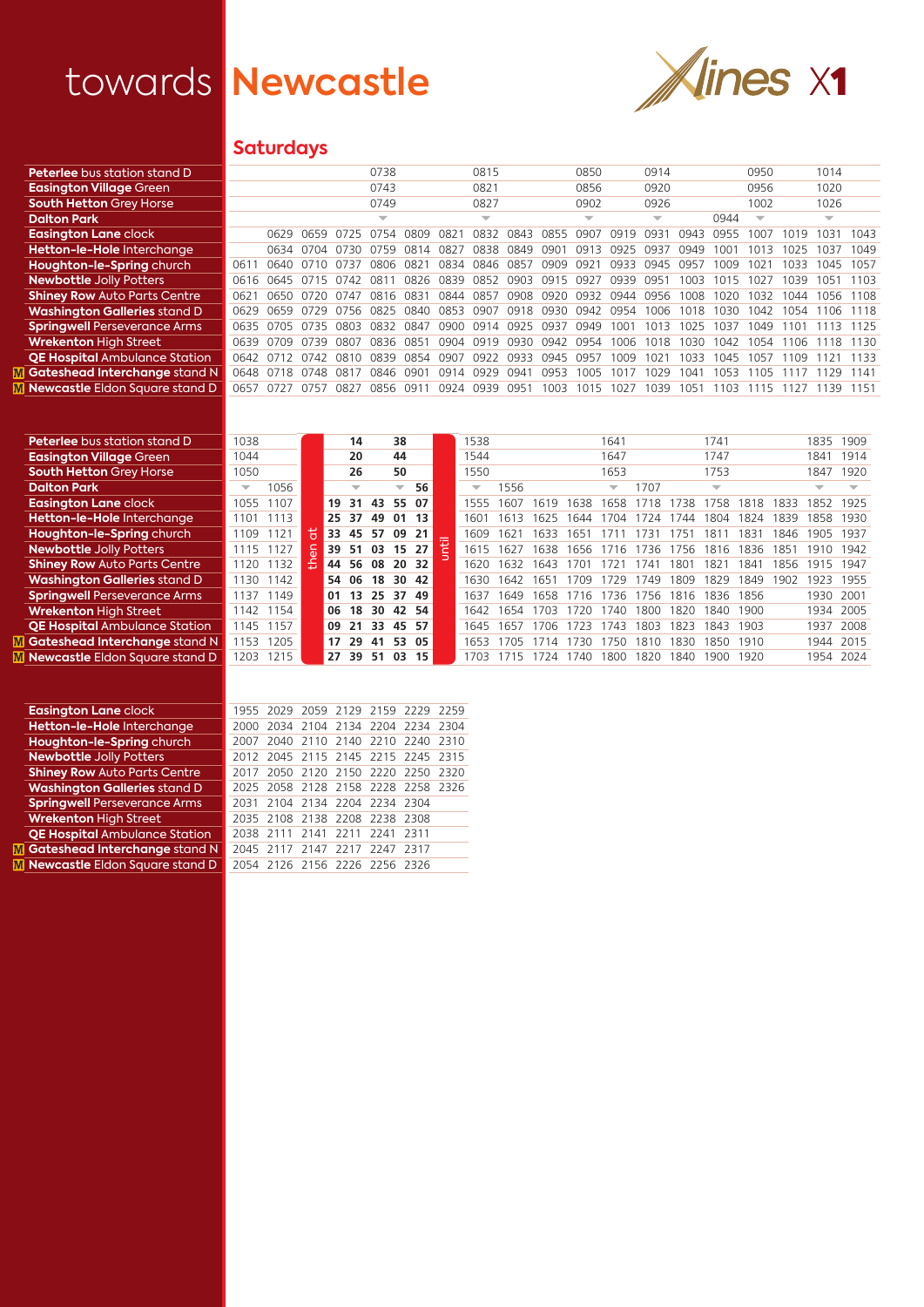# towards Newcastle

**X1**

## Saturdays

| | | | | | | | | | | | | | | | | | | | |
|---|---|---|---|---|---|---|---|---|---|---|---|---|---|---|---|---|---|---|---|
| **Peterlee** bus station stand D | | | | | 0738 | | | 0815 | | | 0850 | | 0914 | | | 0950 | | 1014 | |
| **Easington Village** Green | | | | | 0743 | | | 0821 | | | 0856 | | 0920 | | | 0956 | | 1020 | |
| **South Hetton** Grey Horse | | | | | 0749 | | | 0827 | | | 0902 | | 0926 | | | 1002 | | 1026 | |
| **Dalton Park** | | | | | ▼ | | | ▼ | | | ▼ | | ▼ | | 0944 | ▼ | | ▼ | |
| **Easington Lane** clock | | 0629 | 0659 | 0725 | 0754 | 0809 | 0821 | 0832 | 0843 | 0855 | 0907 | 0919 | 0931 | 0943 | 0955 | 1007 | 1019 | 1031 | 1043 |
| **Hetton-le-Hole** Interchange | | 0634 | 0704 | 0730 | 0759 | 0814 | 0827 | 0838 | 0849 | 0901 | 0913 | 0925 | 0937 | 0949 | 1001 | 1013 | 1025 | 1037 | 1049 |
| **Houghton-le-Spring** church | 0611 | 0640 | 0710 | 0737 | 0806 | 0821 | 0834 | 0846 | 0857 | 0909 | 0921 | 0933 | 0945 | 0957 | 1009 | 1021 | 1033 | 1045 | 1057 |
| **Newbottle** Jolly Potters | 0616 | 0645 | 0715 | 0742 | 0811 | 0826 | 0839 | 0852 | 0903 | 0915 | 0927 | 0939 | 0951 | 1003 | 1015 | 1027 | 1039 | 1051 | 1103 |
| **Shiney Row** Auto Parts Centre | 0621 | 0650 | 0720 | 0747 | 0816 | 0831 | 0844 | 0857 | 0908 | 0920 | 0932 | 0944 | 0956 | 1008 | 1020 | 1032 | 1044 | 1056 | 1108 |
| **Washington Galleries** stand D | 0629 | 0659 | 0729 | 0756 | 0825 | 0840 | 0853 | 0907 | 0918 | 0930 | 0942 | 0954 | 1006 | 1018 | 1030 | 1042 | 1054 | 1106 | 1118 |
| **Springwell** Perseverance Arms | 0635 | 0705 | 0735 | 0803 | 0832 | 0847 | 0900 | 0914 | 0925 | 0937 | 0949 | 1001 | 1013 | 1025 | 1037 | 1049 | 1101 | 1113 | 1125 |
| **Wrekenton** High Street | 0639 | 0709 | 0739 | 0807 | 0836 | 0851 | 0904 | 0919 | 0930 | 0942 | 0954 | 1006 | 1018 | 1030 | 1042 | 1054 | 1106 | 1118 | 1130 |
| **QE Hospital** Ambulance Station | 0642 | 0712 | 0742 | 0810 | 0839 | 0854 | 0907 | 0922 | 0933 | 0945 | 0957 | 1009 | 1021 | 1033 | 1045 | 1057 | 1109 | 1121 | 1133 |
| M **Gateshead Interchange** stand N | 0648 | 0718 | 0748 | 0817 | 0846 | 0901 | 0914 | 0929 | 0941 | 0953 | 1005 | 1017 | 1029 | 1041 | 1053 | 1105 | 1117 | 1129 | 1141 |
| M **Newcastle** Eldon Square stand D | 0657 | 0727 | 0757 | 0827 | 0856 | 0911 | 0924 | 0939 | 0951 | 1003 | 1015 | 1027 | 1039 | 1051 | 1103 | 1115 | 1127 | 1139 | 1151 |

| | | | | | | | | | | | | | | | | | | | | | |
|---|---|---|---|---|---|---|---|---|---|---|---|---|---|---|---|---|---|---|---|---|---|
| **Peterlee** bus station stand D | 1038 | | | | 14 | | 38 | | | 1538 | | | | 1641 | | | 1741 | | | 1835 | 1909 |
| **Easington Village** Green | 1044 | | | | 20 | | 44 | | | 1544 | | | | 1647 | | | 1747 | | | 1841 | 1914 |
| **South Hetton** Grey Horse | 1050 | | | | 26 | | 50 | | | 1550 | | | | 1653 | | | 1753 | | | 1847 | 1920 |
| **Dalton Park** | ▼ | 1056 | | | ▼ | | ▼ | 56 | | ▼ | 1556 | | | ▼ | 1707 | | ▼ | | | ▼ | ▼ |
| **Easington Lane** clock | 1055 | 1107 | | 19 | 31 | 43 | 55 | 07 | | 1555 | 1607 | 1619 | 1638 | 1658 | 1718 | 1738 | 1758 | 1818 | 1833 | 1852 | 1925 |
| **Hetton-le-Hole** Interchange | 1101 | 1113 | | 25 | 37 | 49 | 01 | 13 | | 1601 | 1613 | 1625 | 1644 | 1704 | 1724 | 1744 | 1804 | 1824 | 1839 | 1858 | 1930 |
| **Houghton-le-Spring** church | 1109 | 1121 | | 33 | 45 | 57 | 09 | 21 | | 1609 | 1621 | 1633 | 1651 | 1711 | 1731 | 1751 | 1811 | 1831 | 1846 | 1905 | 1937 |
| **Newbottle** Jolly Potters | 1115 | 1127 | then at | 39 | 51 | 03 | 15 | 27 | until | 1615 | 1627 | 1638 | 1656 | 1716 | 1736 | 1756 | 1816 | 1836 | 1851 | 1910 | 1942 |
| **Shiney Row** Auto Parts Centre | 1120 | 1132 | | 44 | 56 | 08 | 20 | 32 | | 1620 | 1632 | 1643 | 1701 | 1721 | 1741 | 1801 | 1821 | 1841 | 1856 | 1915 | 1947 |
| **Washington Galleries** stand D | 1130 | 1142 | | 54 | 06 | 18 | 30 | 42 | | 1630 | 1642 | 1651 | 1709 | 1729 | 1749 | 1809 | 1829 | 1849 | 1902 | 1923 | 1955 |
| **Springwell** Perseverance Arms | 1137 | 1149 | | 01 | 13 | 25 | 37 | 49 | | 1637 | 1649 | 1658 | 1716 | 1736 | 1756 | 1816 | 1836 | 1856 | | 1930 | 2001 |
| **Wrekenton** High Street | 1142 | 1154 | | 06 | 18 | 30 | 42 | 54 | | 1642 | 1654 | 1703 | 1720 | 1740 | 1800 | 1820 | 1840 | 1900 | | 1934 | 2005 |
| **QE Hospital** Ambulance Station | 1145 | 1157 | | 09 | 21 | 33 | 45 | 57 | | 1645 | 1657 | 1706 | 1723 | 1743 | 1803 | 1823 | 1843 | 1903 | | 1937 | 2008 |
| M **Gateshead Interchange** stand N | 1153 | 1205 | | 17 | 29 | 41 | 53 | 05 | | 1653 | 1705 | 1714 | 1730 | 1750 | 1810 | 1830 | 1850 | 1910 | | 1944 | 2015 |
| M **Newcastle** Eldon Square stand D | 1203 | 1215 | | 27 | 39 | 51 | 03 | 15 | | 1703 | 1715 | 1724 | 1740 | 1800 | 1820 | 1840 | 1900 | 1920 | | 1954 | 2024 |

| | | | | | | | |
|---|---|---|---|---|---|---|---|
| **Easington Lane** clock | 1955 | 2029 | 2059 | 2129 | 2159 | 2229 | 2259 |
| **Hetton-le-Hole** Interchange | 2000 | 2034 | 2104 | 2134 | 2204 | 2234 | 2304 |
| **Houghton-le-Spring** church | 2007 | 2040 | 2110 | 2140 | 2210 | 2240 | 2310 |
| **Newbottle** Jolly Potters | 2012 | 2045 | 2115 | 2145 | 2215 | 2245 | 2315 |
| **Shiney Row** Auto Parts Centre | 2017 | 2050 | 2120 | 2150 | 2220 | 2250 | 2320 |
| **Washington Galleries** stand D | 2025 | 2058 | 2128 | 2158 | 2228 | 2258 | 2326 |
| **Springwell** Perseverance Arms | 2031 | 2104 | 2134 | 2204 | 2234 | 2304 | |
| **Wrekenton** High Street | 2035 | 2108 | 2138 | 2208 | 2238 | 2308 | |
| **QE Hospital** Ambulance Station | 2038 | 2111 | 2141 | 2211 | 2241 | 2311 | |
| M **Gateshead Interchange** stand N | 2045 | 2117 | 2147 | 2217 | 2247 | 2317 | |
| M **Newcastle** Eldon Square stand D | 2054 | 2126 | 2156 | 2226 | 2256 | 2326 | |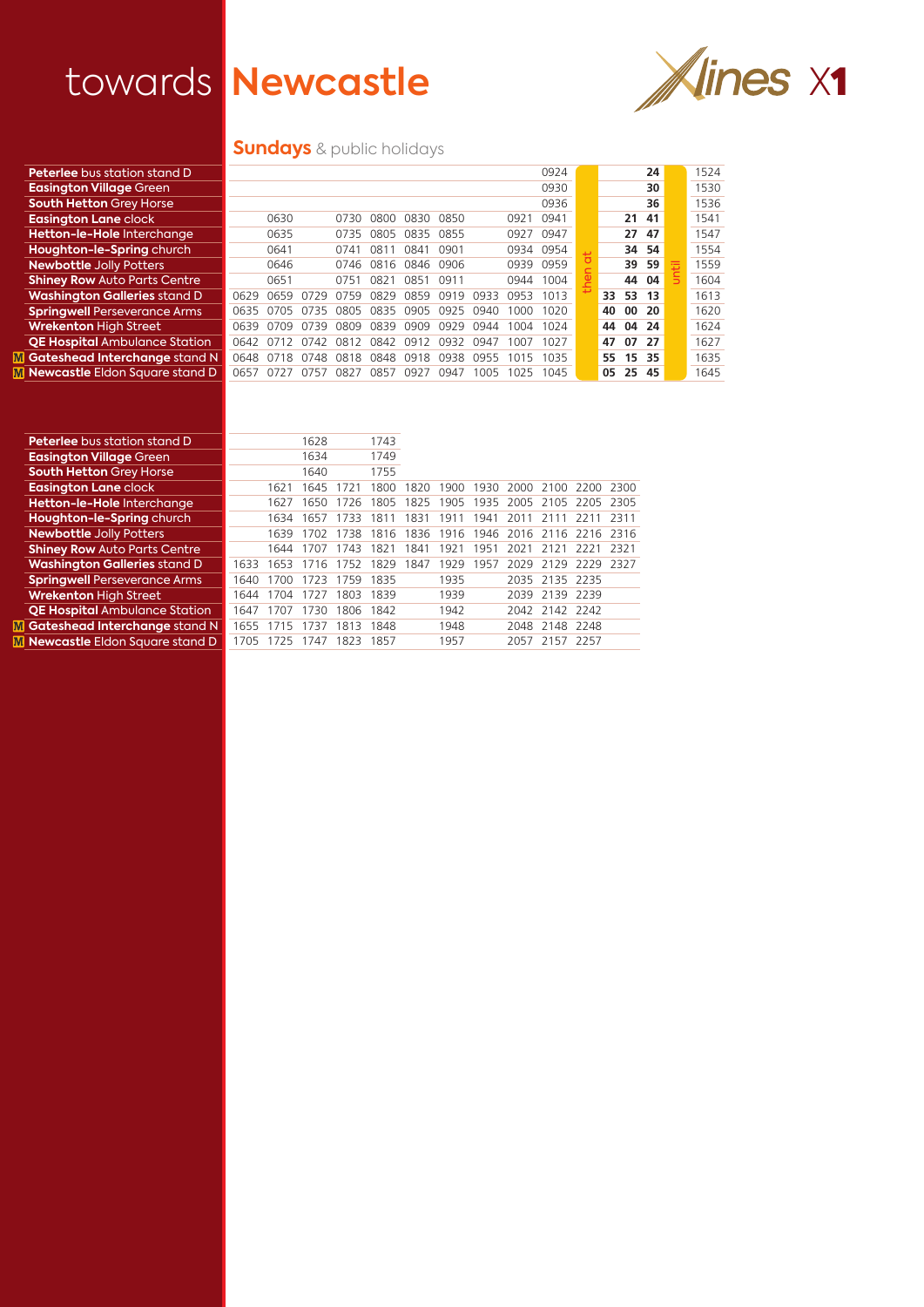# towards **Newcastle**

Xlines X1

## **Sundays** & public holidays

| Stop | | | | | | | | | | | then at | | | | until | |
|---|---|---|---|---|---|---|---|---|---|---|---|---|---|---|---|---|
| **Peterlee** bus station stand D | | | | | | | | | | 0924 | | | | **24** | | 1524 |
| **Easington Village** Green | | | | | | | | | | 0930 | | | | **30** | | 1530 |
| **South Hetton** Grey Horse | | | | | | | | | | 0936 | | | | **36** | | 1536 |
| **Easington Lane** clock | | 0630 | | 0730 | 0800 | 0830 | 0850 | | 0921 | 0941 | | | **21** | **41** | | 1541 |
| **Hetton-le-Hole** Interchange | | 0635 | | 0735 | 0805 | 0835 | 0855 | | 0927 | 0947 | | | **27** | **47** | | 1547 |
| **Houghton-le-Spring** church | | 0641 | | 0741 | 0811 | 0841 | 0901 | | 0934 | 0954 | | | **34** | **54** | | 1554 |
| **Newbottle** Jolly Potters | | 0646 | | 0746 | 0816 | 0846 | 0906 | | 0939 | 0959 | | | **39** | **59** | | 1559 |
| **Shiney Row** Auto Parts Centre | | 0651 | | 0751 | 0821 | 0851 | 0911 | | 0944 | 1004 | | | **44** | **04** | | 1604 |
| **Washington Galleries** stand D | 0629 | 0659 | 0729 | 0759 | 0829 | 0859 | 0919 | 0933 | 0953 | 1013 | | **33** | **53** | **13** | | 1613 |
| **Springwell** Perseverance Arms | 0635 | 0705 | 0735 | 0805 | 0835 | 0905 | 0925 | 0940 | 1000 | 1020 | | **40** | **00** | **20** | | 1620 |
| **Wrekenton** High Street | 0639 | 0709 | 0739 | 0809 | 0839 | 0909 | 0929 | 0944 | 1004 | 1024 | | **44** | **04** | **24** | | 1624 |
| **QE Hospital** Ambulance Station | 0642 | 0712 | 0742 | 0812 | 0842 | 0912 | 0932 | 0947 | 1007 | 1027 | | **47** | **07** | **27** | | 1627 |
| M **Gateshead Interchange** stand N | 0648 | 0718 | 0748 | 0818 | 0848 | 0918 | 0938 | 0955 | 1015 | 1035 | | **55** | **15** | **35** | | 1635 |
| M **Newcastle** Eldon Square stand D | 0657 | 0727 | 0757 | 0827 | 0857 | 0927 | 0947 | 1005 | 1025 | 1045 | | **05** | **25** | **45** | | 1645 |

| Stop | | | | | | | | | | | | |
|---|---|---|---|---|---|---|---|---|---|---|---|---|
| **Peterlee** bus station stand D | | | 1628 | | 1743 | | | | | | | |
| **Easington Village** Green | | | 1634 | | 1749 | | | | | | | |
| **South Hetton** Grey Horse | | | 1640 | | 1755 | | | | | | | |
| **Easington Lane** clock | | 1621 | 1645 | 1721 | 1800 | 1820 | 1900 | 1930 | 2000 | 2100 | 2200 | 2300 |
| **Hetton-le-Hole** Interchange | | 1627 | 1650 | 1726 | 1805 | 1825 | 1905 | 1935 | 2005 | 2105 | 2205 | 2305 |
| **Houghton-le-Spring** church | | 1634 | 1657 | 1733 | 1811 | 1831 | 1911 | 1941 | 2011 | 2111 | 2211 | 2311 |
| **Newbottle** Jolly Potters | | 1639 | 1702 | 1738 | 1816 | 1836 | 1916 | 1946 | 2016 | 2116 | 2216 | 2316 |
| **Shiney Row** Auto Parts Centre | | 1644 | 1707 | 1743 | 1821 | 1841 | 1921 | 1951 | 2021 | 2121 | 2221 | 2321 |
| **Washington Galleries** stand D | 1633 | 1653 | 1716 | 1752 | 1829 | 1847 | 1929 | 1957 | 2029 | 2129 | 2229 | 2327 |
| **Springwell** Perseverance Arms | 1640 | 1700 | 1723 | 1759 | 1835 | | 1935 | | 2035 | 2135 | 2235 | |
| **Wrekenton** High Street | 1644 | 1704 | 1727 | 1803 | 1839 | | 1939 | | 2039 | 2139 | 2239 | |
| **QE Hospital** Ambulance Station | 1647 | 1707 | 1730 | 1806 | 1842 | | 1942 | | 2042 | 2142 | 2242 | |
| M **Gateshead Interchange** stand N | 1655 | 1715 | 1737 | 1813 | 1848 | | 1948 | | 2048 | 2148 | 2248 | |
| M **Newcastle** Eldon Square stand D | 1705 | 1725 | 1747 | 1823 | 1857 | | 1957 | | 2057 | 2157 | 2257 | |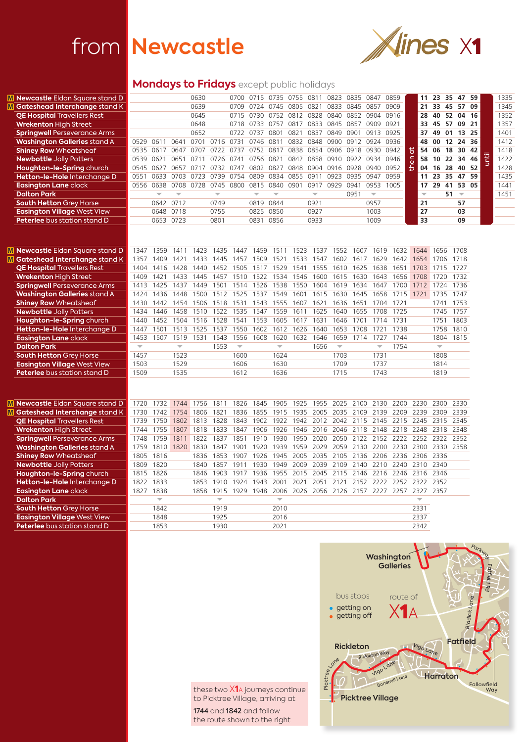# from Newcastle

**Xlines X1**

## Mondays to Fridays except public holidays

| | | | | | | | | | | | | | | | | | | | | | |
|---|---|---|---|---|---|---|---|---|---|---|---|---|---|---|---|---|---|---|---|---|---|
| Ⓜ **Newcastle** Eldon Square stand D | | | | 0630 | | 0700 | 0715 | 0735 | 0755 | 0811 | 0823 | 0835 | 0847 | 0859 | then at | 11 | 23 | 35 | 47 | 59 | until | 1335 |
| Ⓜ **Gateshead** Interchange stand K | | | | 0639 | | 0709 | 0724 | 0745 | 0805 | 0821 | 0833 | 0845 | 0857 | 0909 | | 21 | 33 | 45 | 57 | 09 | | 1345 |
| **QE Hospital** Travellers Rest | | | | 0645 | | 0715 | 0730 | 0752 | 0812 | 0828 | 0840 | 0852 | 0904 | 0916 | | 28 | 40 | 52 | 04 | 16 | | 1352 |
| **Wrekenton** High Street | | | | 0648 | | 0718 | 0733 | 0757 | 0817 | 0833 | 0845 | 0857 | 0909 | 0921 | | 33 | 45 | 57 | 09 | 21 | | 1357 |
| **Springwell** Perseverance Arms | | | | 0652 | | 0722 | 0737 | 0801 | 0821 | 0837 | 0849 | 0901 | 0913 | 0925 | | 37 | 49 | 01 | 13 | 25 | | 1401 |
| **Washington Galleries** stand A | 0529 | 0611 | 0641 | 0701 | 0716 | 0731 | 0746 | 0811 | 0832 | 0848 | 0900 | 0912 | 0924 | 0936 | | 48 | 00 | 12 | 24 | 36 | | 1412 |
| **Shiney Row** Wheatsheaf | 0535 | 0617 | 0647 | 0707 | 0722 | 0737 | 0752 | 0817 | 0838 | 0854 | 0906 | 0918 | 0930 | 0942 | | 54 | 06 | 18 | 30 | 42 | | 1418 |
| **Newbottle** Jolly Potters | 0539 | 0621 | 0651 | 0711 | 0726 | 0741 | 0756 | 0821 | 0842 | 0858 | 0910 | 0922 | 0934 | 0946 | | 58 | 10 | 22 | 34 | 46 | | 1422 |
| **Houghton-le-Spring** church | 0545 | 0627 | 0657 | 0717 | 0732 | 0747 | 0802 | 0827 | 0848 | 0904 | 0916 | 0928 | 0940 | 0952 | | 04 | 16 | 28 | 40 | 52 | | 1428 |
| **Hetton-le-Hole** Interchange D | 0551 | 0633 | 0703 | 0723 | 0739 | 0754 | 0809 | 0834 | 0855 | 0911 | 0923 | 0935 | 0947 | 0959 | | 11 | 23 | 35 | 47 | 59 | | 1435 |
| **Easington Lane** clock | 0556 | 0638 | 0708 | 0728 | 0745 | 0800 | 0815 | 0840 | 0901 | 0917 | 0929 | 0941 | 0953 | 1005 | | 17 | 29 | 41 | 53 | 05 | | 1441 |
| **Dalton Park** | | ↓ | ↓ | | ↓ | | ↓ | ↓ | | ↓ | | 0951 | ↓ | | | ↓ | | 51 | ↓ | | | 1451 |
| **South Hetton** Grey Horse | | 0642 | 0712 | | 0749 | | 0819 | 0844 | | 0921 | | | 0957 | | | 21 | | | 57 | | | |
| **Easington Village** West View | | 0648 | 0718 | | 0755 | | 0825 | 0850 | | 0927 | | | 1003 | | | 27 | | | 03 | | | |
| **Peterlee** bus station stand D | | 0653 | 0723 | | 0801 | | 0831 | 0856 | | 0933 | | | 1009 | | | 33 | | | 09 | | | |

| | | | | | | | | | | | | | | | | | |
|---|---|---|---|---|---|---|---|---|---|---|---|---|---|---|---|---|---|
| Ⓜ **Newcastle** Eldon Square stand D | 1347 | 1359 | 1411 | 1423 | 1435 | 1447 | 1459 | 1511 | 1523 | 1537 | 1552 | 1607 | 1619 | 1632 | 1644 | 1656 | 1708 |
| Ⓜ **Gateshead** Interchange stand K | 1357 | 1409 | 1421 | 1433 | 1445 | 1457 | 1509 | 1521 | 1533 | 1547 | 1602 | 1617 | 1629 | 1642 | 1654 | 1706 | 1718 |
| **QE Hospital** Travellers Rest | 1404 | 1416 | 1428 | 1440 | 1452 | 1505 | 1517 | 1529 | 1541 | 1555 | 1610 | 1625 | 1638 | 1651 | 1703 | 1715 | 1727 |
| **Wrekenton** High Street | 1409 | 1421 | 1433 | 1445 | 1457 | 1510 | 1522 | 1534 | 1546 | 1600 | 1615 | 1630 | 1643 | 1656 | 1708 | 1720 | 1732 |
| **Springwell** Perseverance Arms | 1413 | 1425 | 1437 | 1449 | 1501 | 1514 | 1526 | 1538 | 1550 | 1604 | 1619 | 1634 | 1647 | 1700 | 1712 | 1724 | 1736 |
| **Washington Galleries** stand A | 1424 | 1436 | 1448 | 1500 | 1512 | 1525 | 1537 | 1549 | 1601 | 1615 | 1630 | 1645 | 1658 | 1715 | 1721 | 1735 | 1747 |
| **Shiney Row** Wheatsheaf | 1430 | 1442 | 1454 | 1506 | 1518 | 1531 | 1543 | 1555 | 1607 | 1621 | 1636 | 1651 | 1704 | 1721 | | 1741 | 1753 |
| **Newbottle** Jolly Potters | 1434 | 1446 | 1458 | 1510 | 1522 | 1535 | 1547 | 1559 | 1611 | 1625 | 1640 | 1655 | 1708 | 1725 | | 1745 | 1757 |
| **Houghton-le-Spring** church | 1440 | 1452 | 1504 | 1516 | 1528 | 1541 | 1553 | 1605 | 1617 | 1631 | 1646 | 1701 | 1714 | 1731 | | 1751 | 1803 |
| **Hetton-le-Hole** Interchange D | 1447 | 1501 | 1513 | 1525 | 1537 | 1550 | 1602 | 1612 | 1626 | 1640 | 1653 | 1708 | 1721 | 1738 | | 1758 | 1810 |
| **Easington Lane** clock | 1453 | 1507 | 1519 | 1531 | 1543 | 1556 | 1608 | 1620 | 1632 | 1646 | 1659 | 1714 | 1727 | 1744 | | 1804 | 1815 |
| **Dalton Park** | ↓ | | ↓ | | 1553 | ↓ | | ↓ | | 1656 | ↓ | | ↓ | 1754 | | ↓ | |
| **South Hetton** Grey Horse | 1457 | | 1523 | | | 1600 | | 1624 | | | 1703 | | 1731 | | | 1808 | |
| **Easington Village** West View | 1503 | | 1529 | | | 1606 | | 1630 | | | 1709 | | 1737 | | | 1814 | |
| **Peterlee** bus station stand D | 1509 | | 1535 | | | 1612 | | 1636 | | | 1715 | | 1743 | | | 1819 | |

| | | | | | | | | | | | | | | | | | |
|---|---|---|---|---|---|---|---|---|---|---|---|---|---|---|---|---|---|
| Ⓜ **Newcastle** Eldon Square stand D | 1720 | 1732 | 1744 | 1756 | 1811 | 1826 | 1845 | 1905 | 1925 | 1955 | 2025 | 2100 | 2130 | 2200 | 2230 | 2300 | 2330 |
| Ⓜ **Gateshead** Interchange stand K | 1730 | 1742 | 1754 | 1806 | 1821 | 1836 | 1855 | 1915 | 1935 | 2005 | 2035 | 2109 | 2139 | 2209 | 2239 | 2309 | 2339 |
| **QE Hospital** Travellers Rest | 1739 | 1750 | 1802 | 1813 | 1828 | 1843 | 1902 | 1922 | 1942 | 2012 | 2042 | 2115 | 2145 | 2215 | 2245 | 2315 | 2345 |
| **Wrekenton** High Street | 1744 | 1755 | 1807 | 1818 | 1833 | 1847 | 1906 | 1926 | 1946 | 2016 | 2046 | 2118 | 2148 | 2218 | 2248 | 2318 | 2348 |
| **Springwell** Perseverance Arms | 1748 | 1759 | 1811 | 1822 | 1837 | 1851 | 1910 | 1930 | 1950 | 2020 | 2050 | 2122 | 2152 | 2222 | 2252 | 2322 | 2352 |
| **Washington Galleries** stand A | 1759 | 1810 | 1820 | 1830 | 1847 | 1901 | 1920 | 1939 | 1959 | 2029 | 2059 | 2130 | 2200 | 2230 | 2300 | 2330 | 2358 |
| **Shiney Row** Wheatsheaf | 1805 | 1816 | | 1836 | 1853 | 1907 | 1926 | 1945 | 2005 | 2035 | 2105 | 2136 | 2206 | 2236 | 2306 | 2336 | |
| **Newbottle** Jolly Potters | 1809 | 1820 | | 1840 | 1857 | 1911 | 1930 | 1949 | 2009 | 2039 | 2109 | 2140 | 2210 | 2240 | 2310 | 2340 | |
| **Houghton-le-Spring** church | 1815 | 1826 | | 1846 | 1903 | 1917 | 1936 | 1955 | 2015 | 2045 | 2115 | 2146 | 2216 | 2246 | 2316 | 2346 | |
| **Hetton-le-Hole** Interchange D | 1822 | 1833 | | 1853 | 1910 | 1924 | 1943 | 2001 | 2021 | 2051 | 2121 | 2152 | 2222 | 2252 | 2322 | 2352 | |
| **Easington Lane** clock | 1827 | 1838 | | 1858 | 1915 | 1929 | 1948 | 2006 | 2026 | 2056 | 2126 | 2157 | 2227 | 2257 | 2327 | 2357 | |
| **Dalton Park** | | ↓ | | | ↓ | | | ↓ | | | | | | | ↓ | | |
| **South Hetton** Grey Horse | | 1842 | | | 1919 | | | 2010 | | | | | | | 2331 | | |
| **Easington Village** West View | | 1848 | | | 1925 | | | 2016 | | | | | | | 2337 | | |
| **Peterlee** bus station stand D | | 1853 | | | 1930 | | | 2021 | | | | | | | 2342 | | |

these two X1A journeys continue to Picktree Village, arriving at **1744** and **1842** and follow the route shown to the right

bus stops
- getting on
- getting off

route of X1A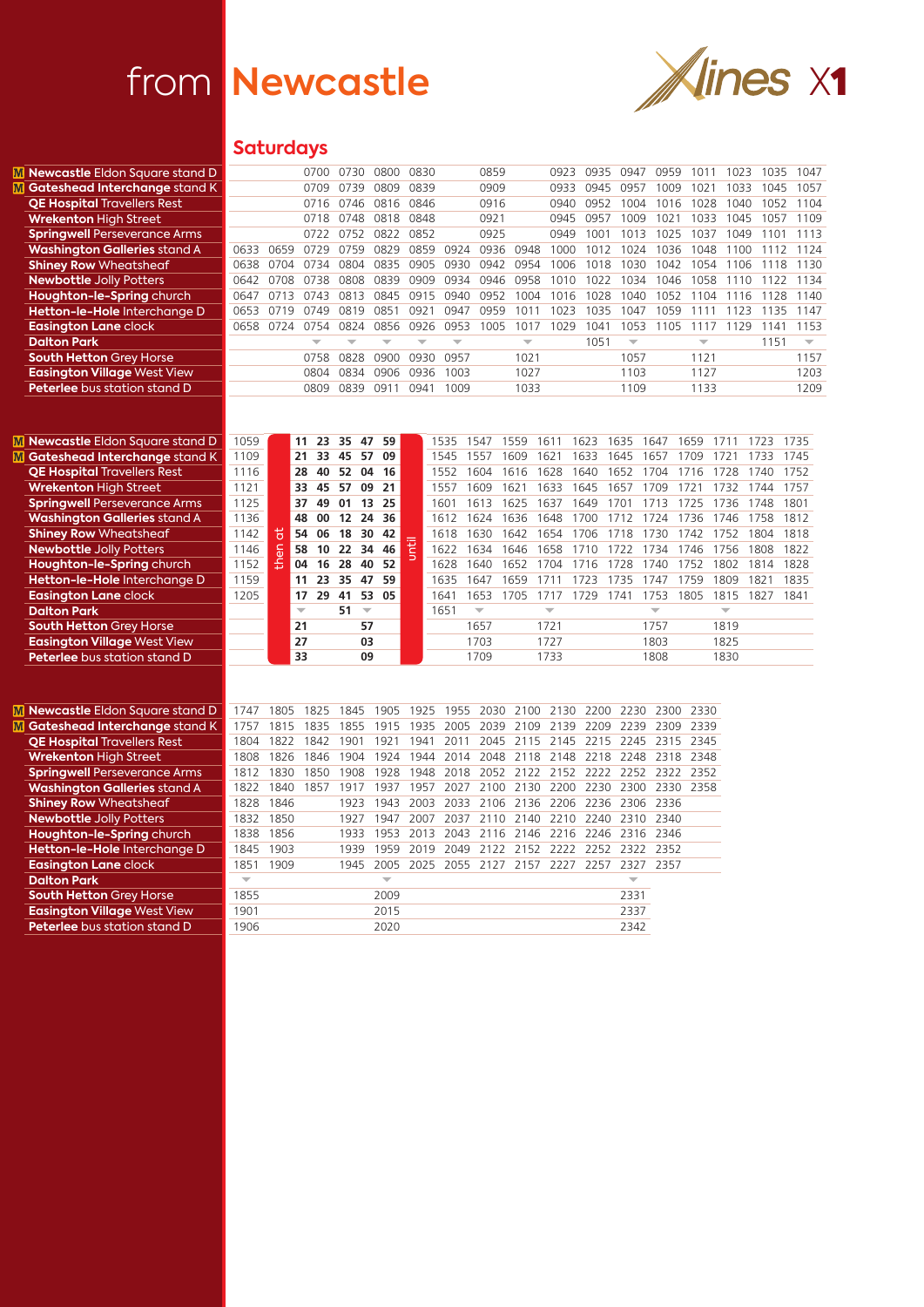# from Newcastle

**X1** (Xlines)

## Saturdays

| Stop | | | | | | | | | | | | | | | | | |
|---|---|---|---|---|---|---|---|---|---|---|---|---|---|---|---|---|---|
| (M) **Newcastle** Eldon Square stand D | | | 0700 | 0730 | 0800 | 0830 | | 0859 | | 0923 | 0935 | 0947 | 0959 | 1011 | 1023 | 1035 | 1047 |
| (M) **Gateshead** Interchange stand K | | | 0709 | 0739 | 0809 | 0839 | | 0909 | | 0933 | 0945 | 0957 | 1009 | 1021 | 1033 | 1045 | 1057 |
| **QE Hospital** Travellers Rest | | | 0716 | 0746 | 0816 | 0846 | | 0916 | | 0940 | 0952 | 1004 | 1016 | 1028 | 1040 | 1052 | 1104 |
| **Wrekenton** High Street | | | 0718 | 0748 | 0818 | 0848 | | 0921 | | 0945 | 0957 | 1009 | 1021 | 1033 | 1045 | 1057 | 1109 |
| **Springwell** Perseverance Arms | | | 0722 | 0752 | 0822 | 0852 | | 0925 | | 0949 | 1001 | 1013 | 1025 | 1037 | 1049 | 1101 | 1113 |
| **Washington** Galleries stand A | 0633 | 0659 | 0729 | 0759 | 0829 | 0859 | 0924 | 0936 | 0948 | 1000 | 1012 | 1024 | 1036 | 1048 | 1100 | 1112 | 1124 |
| **Shiney Row** Wheatsheaf | 0638 | 0704 | 0734 | 0804 | 0835 | 0905 | 0930 | 0942 | 0954 | 1006 | 1018 | 1030 | 1042 | 1054 | 1106 | 1118 | 1130 |
| **Newbottle** Jolly Potters | 0642 | 0708 | 0738 | 0808 | 0839 | 0909 | 0934 | 0946 | 0958 | 1010 | 1022 | 1034 | 1046 | 1058 | 1110 | 1122 | 1134 |
| **Houghton-le-Spring** church | 0647 | 0713 | 0743 | 0813 | 0845 | 0915 | 0940 | 0952 | 1004 | 1016 | 1028 | 1040 | 1052 | 1104 | 1116 | 1128 | 1140 |
| **Hetton-le-Hole** Interchange D | 0653 | 0719 | 0749 | 0819 | 0851 | 0921 | 0947 | 0959 | 1011 | 1023 | 1035 | 1047 | 1059 | 1111 | 1123 | 1135 | 1147 |
| **Easington Lane** clock | 0658 | 0724 | 0754 | 0824 | 0856 | 0926 | 0953 | 1005 | 1017 | 1029 | 1041 | 1053 | 1105 | 1117 | 1129 | 1141 | 1153 |
| **Dalton Park** | | | ↓ | ↓ | ↓ | ↓ | ↓ | | ↓ | | 1051 | ↓ | | ↓ | | 1151 | ↓ |
| **South Hetton** Grey Horse | | | 0758 | 0828 | 0900 | 0930 | 0957 | | 1021 | | | 1057 | | 1121 | | | 1157 |
| **Easington Village** West View | | | 0804 | 0834 | 0906 | 0936 | 1003 | | 1027 | | | 1103 | | 1127 | | | 1203 |
| **Peterlee** bus station stand D | | | 0809 | 0839 | 0911 | 0941 | 1009 | | 1033 | | | 1109 | | 1133 | | | 1209 |

| Stop | | | | | | | | | | | | | | | | | | | |
|---|---|---|---|---|---|---|---|---|---|---|---|---|---|---|---|---|---|---|---|
| (M) **Newcastle** Eldon Square stand D | 1059 | then at | 11 | 23 | 35 | 47 | 59 | until | 1535 | 1547 | 1559 | 1611 | 1623 | 1635 | 1647 | 1659 | 1711 | 1723 | 1735 |
| (M) **Gateshead** Interchange stand K | 1109 | | 21 | 33 | 45 | 57 | 09 | | 1545 | 1557 | 1609 | 1621 | 1633 | 1645 | 1657 | 1709 | 1721 | 1733 | 1745 |
| **QE Hospital** Travellers Rest | 1116 | | 28 | 40 | 52 | 04 | 16 | | 1552 | 1604 | 1616 | 1628 | 1640 | 1652 | 1704 | 1716 | 1728 | 1740 | 1752 |
| **Wrekenton** High Street | 1121 | | 33 | 45 | 57 | 09 | 21 | | 1557 | 1609 | 1621 | 1633 | 1645 | 1657 | 1709 | 1721 | 1732 | 1744 | 1757 |
| **Springwell** Perseverance Arms | 1125 | | 37 | 49 | 01 | 13 | 25 | | 1601 | 1613 | 1625 | 1637 | 1649 | 1701 | 1713 | 1725 | 1736 | 1748 | 1801 |
| **Washington** Galleries stand A | 1136 | | 48 | 00 | 12 | 24 | 36 | | 1612 | 1624 | 1636 | 1648 | 1700 | 1712 | 1724 | 1736 | 1746 | 1758 | 1812 |
| **Shiney Row** Wheatsheaf | 1142 | | 54 | 06 | 18 | 30 | 42 | | 1618 | 1630 | 1642 | 1654 | 1706 | 1718 | 1730 | 1742 | 1752 | 1804 | 1818 |
| **Newbottle** Jolly Potters | 1146 | | 58 | 10 | 22 | 34 | 46 | | 1622 | 1634 | 1646 | 1658 | 1710 | 1722 | 1734 | 1746 | 1756 | 1808 | 1822 |
| **Houghton-le-Spring** church | 1152 | | 04 | 16 | 28 | 40 | 52 | | 1628 | 1640 | 1652 | 1704 | 1716 | 1728 | 1740 | 1752 | 1802 | 1814 | 1828 |
| **Hetton-le-Hole** Interchange D | 1159 | | 11 | 23 | 35 | 47 | 59 | | 1635 | 1647 | 1659 | 1711 | 1723 | 1735 | 1747 | 1759 | 1809 | 1821 | 1835 |
| **Easington Lane** clock | 1205 | | 17 | 29 | 41 | 53 | 05 | | 1641 | 1653 | 1705 | 1717 | 1729 | 1741 | 1753 | 1805 | 1815 | 1827 | 1841 |
| **Dalton Park** | | | ↓ | | 51 | ↓ | | | 1651 | ↓ | | ↓ | | | ↓ | | ↓ | | |
| **South Hetton** Grey Horse | | | 21 | | | 57 | | | | 1657 | | 1721 | | | 1757 | | 1819 | | |
| **Easington Village** West View | | | 27 | | | 03 | | | | 1703 | | 1727 | | | 1803 | | 1825 | | |
| **Peterlee** bus station stand D | | | 33 | | | 09 | | | | 1709 | | 1733 | | | 1808 | | 1830 | | |

| Stop | | | | | | | | | | | | | | |
|---|---|---|---|---|---|---|---|---|---|---|---|---|---|---|
| (M) **Newcastle** Eldon Square stand D | 1747 | 1805 | 1825 | 1845 | 1905 | 1925 | 1955 | 2030 | 2100 | 2130 | 2200 | 2230 | 2300 | 2330 |
| (M) **Gateshead** Interchange stand K | 1757 | 1815 | 1835 | 1855 | 1915 | 1935 | 2005 | 2039 | 2109 | 2139 | 2209 | 2239 | 2309 | 2339 |
| **QE Hospital** Travellers Rest | 1804 | 1822 | 1842 | 1901 | 1921 | 1941 | 2011 | 2045 | 2115 | 2145 | 2215 | 2245 | 2315 | 2345 |
| **Wrekenton** High Street | 1808 | 1826 | 1846 | 1904 | 1924 | 1944 | 2014 | 2048 | 2118 | 2148 | 2218 | 2248 | 2318 | 2348 |
| **Springwell** Perseverance Arms | 1812 | 1830 | 1850 | 1908 | 1928 | 1948 | 2018 | 2052 | 2122 | 2152 | 2222 | 2252 | 2322 | 2352 |
| **Washington** Galleries stand A | 1822 | 1840 | 1857 | 1917 | 1937 | 1957 | 2027 | 2100 | 2130 | 2200 | 2230 | 2300 | 2330 | 2358 |
| **Shiney Row** Wheatsheaf | 1828 | 1846 | | 1923 | 1943 | 2003 | 2033 | 2106 | 2136 | 2206 | 2236 | 2306 | 2336 | |
| **Newbottle** Jolly Potters | 1832 | 1850 | | 1927 | 1947 | 2007 | 2037 | 2110 | 2140 | 2210 | 2240 | 2310 | 2340 | |
| **Houghton-le-Spring** church | 1838 | 1856 | | 1933 | 1953 | 2013 | 2043 | 2116 | 2146 | 2216 | 2246 | 2316 | 2346 | |
| **Hetton-le-Hole** Interchange D | 1845 | 1903 | | 1939 | 1959 | 2019 | 2049 | 2122 | 2152 | 2222 | 2252 | 2322 | 2352 | |
| **Easington Lane** clock | 1851 | 1909 | | 1945 | 2005 | 2025 | 2055 | 2127 | 2157 | 2227 | 2257 | 2327 | 2357 | |
| **Dalton Park** | ↓ | | | | ↓ | | | | | | | ↓ | | |
| **South Hetton** Grey Horse | 1855 | | | | 2009 | | | | | | | 2331 | | |
| **Easington Village** West View | 1901 | | | | 2015 | | | | | | | 2337 | | |
| **Peterlee** bus station stand D | 1906 | | | | 2020 | | | | | | | 2342 | | |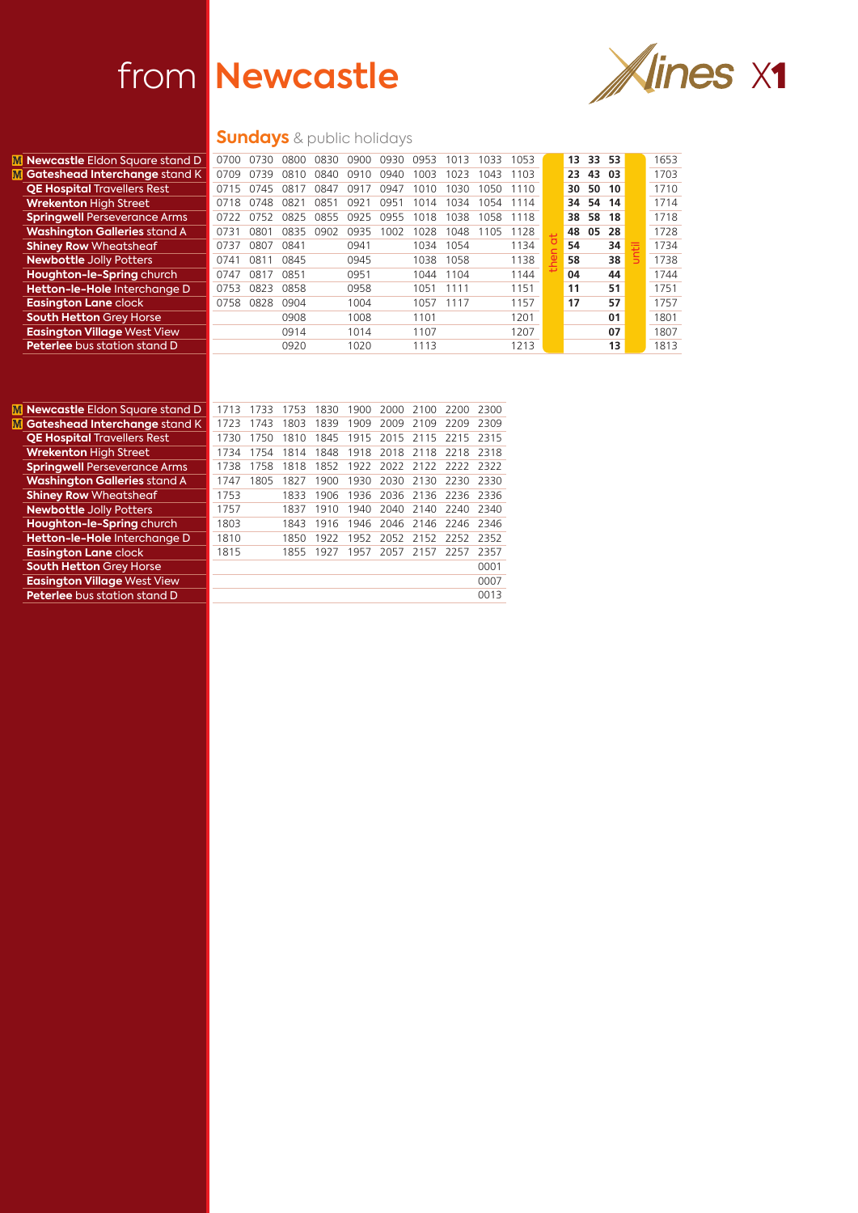# from Newcastle

Xlines X1

## Sundays & public holidays

| | | | | | | | | | | | | | | | | |
|---|---|---|---|---|---|---|---|---|---|---|---|---|---|---|---|---|
| **Newcastle** Eldon Square stand D | 0700 | 0730 | 0800 | 0830 | 0900 | 0930 | 0953 | 1013 | 1033 | 1053 | then at | **13** | **33** | **53** | until | 1653 |
| **Gateshead Interchange** stand K | 0709 | 0739 | 0810 | 0840 | 0910 | 0940 | 1003 | 1023 | 1043 | 1103 | | **23** | **43** | **03** | | 1703 |
| **QE Hospital** Travellers Rest | 0715 | 0745 | 0817 | 0847 | 0917 | 0947 | 1010 | 1030 | 1050 | 1110 | | **30** | **50** | **10** | | 1710 |
| **Wrekenton** High Street | 0718 | 0748 | 0821 | 0851 | 0921 | 0951 | 1014 | 1034 | 1054 | 1114 | | **34** | **54** | **14** | | 1714 |
| **Springwell** Perseverance Arms | 0722 | 0752 | 0825 | 0855 | 0925 | 0955 | 1018 | 1038 | 1058 | 1118 | | **38** | **58** | **18** | | 1718 |
| **Washington Galleries** stand A | 0731 | 0801 | 0835 | 0902 | 0935 | 1002 | 1028 | 1048 | 1105 | 1128 | | **48** | **05** | **28** | | 1728 |
| **Shiney Row** Wheatsheaf | 0737 | 0807 | 0841 | | 0941 | | 1034 | 1054 | | 1134 | | **54** | | **34** | | 1734 |
| **Newbottle** Jolly Potters | 0741 | 0811 | 0845 | | 0945 | | 1038 | 1058 | | 1138 | | **58** | | **38** | | 1738 |
| **Houghton-le-Spring** church | 0747 | 0817 | 0851 | | 0951 | | 1044 | 1104 | | 1144 | | **04** | | **44** | | 1744 |
| **Hetton-le-Hole** Interchange D | 0753 | 0823 | 0858 | | 0958 | | 1051 | 1111 | | 1151 | | **11** | | **51** | | 1751 |
| **Easington Lane** clock | 0758 | 0828 | 0904 | | 1004 | | 1057 | 1117 | | 1157 | | **17** | | **57** | | 1757 |
| **South Hetton** Grey Horse | | | 0908 | | 1008 | | 1101 | | | 1201 | | | | **01** | | 1801 |
| **Easington Village** West View | | | 0914 | | 1014 | | 1107 | | | 1207 | | | | **07** | | 1807 |
| **Peterlee** bus station stand D | | | 0920 | | 1020 | | 1113 | | | 1213 | | | | **13** | | 1813 |

| | | | | | | | | | |
|---|---|---|---|---|---|---|---|---|---|
| **Newcastle** Eldon Square stand D | 1713 | 1733 | 1753 | 1830 | 1900 | 2000 | 2100 | 2200 | 2300 |
| **Gateshead Interchange** stand K | 1723 | 1743 | 1803 | 1839 | 1909 | 2009 | 2109 | 2209 | 2309 |
| **QE Hospital** Travellers Rest | 1730 | 1750 | 1810 | 1845 | 1915 | 2015 | 2115 | 2215 | 2315 |
| **Wrekenton** High Street | 1734 | 1754 | 1814 | 1848 | 1918 | 2018 | 2118 | 2218 | 2318 |
| **Springwell** Perseverance Arms | 1738 | 1758 | 1818 | 1852 | 1922 | 2022 | 2122 | 2222 | 2322 |
| **Washington Galleries** stand A | 1747 | 1805 | 1827 | 1900 | 1930 | 2030 | 2130 | 2230 | 2330 |
| **Shiney Row** Wheatsheaf | 1753 | | 1833 | 1906 | 1936 | 2036 | 2136 | 2236 | 2336 |
| **Newbottle** Jolly Potters | 1757 | | 1837 | 1910 | 1940 | 2040 | 2140 | 2240 | 2340 |
| **Houghton-le-Spring** church | 1803 | | 1843 | 1916 | 1946 | 2046 | 2146 | 2246 | 2346 |
| **Hetton-le-Hole** Interchange D | 1810 | | 1850 | 1922 | 1952 | 2052 | 2152 | 2252 | 2352 |
| **Easington Lane** clock | 1815 | | 1855 | 1927 | 1957 | 2057 | 2157 | 2257 | 2357 |
| **South Hetton** Grey Horse | | | | | | | | | 0001 |
| **Easington Village** West View | | | | | | | | | 0007 |
| **Peterlee** bus station stand D | | | | | | | | | 0013 |